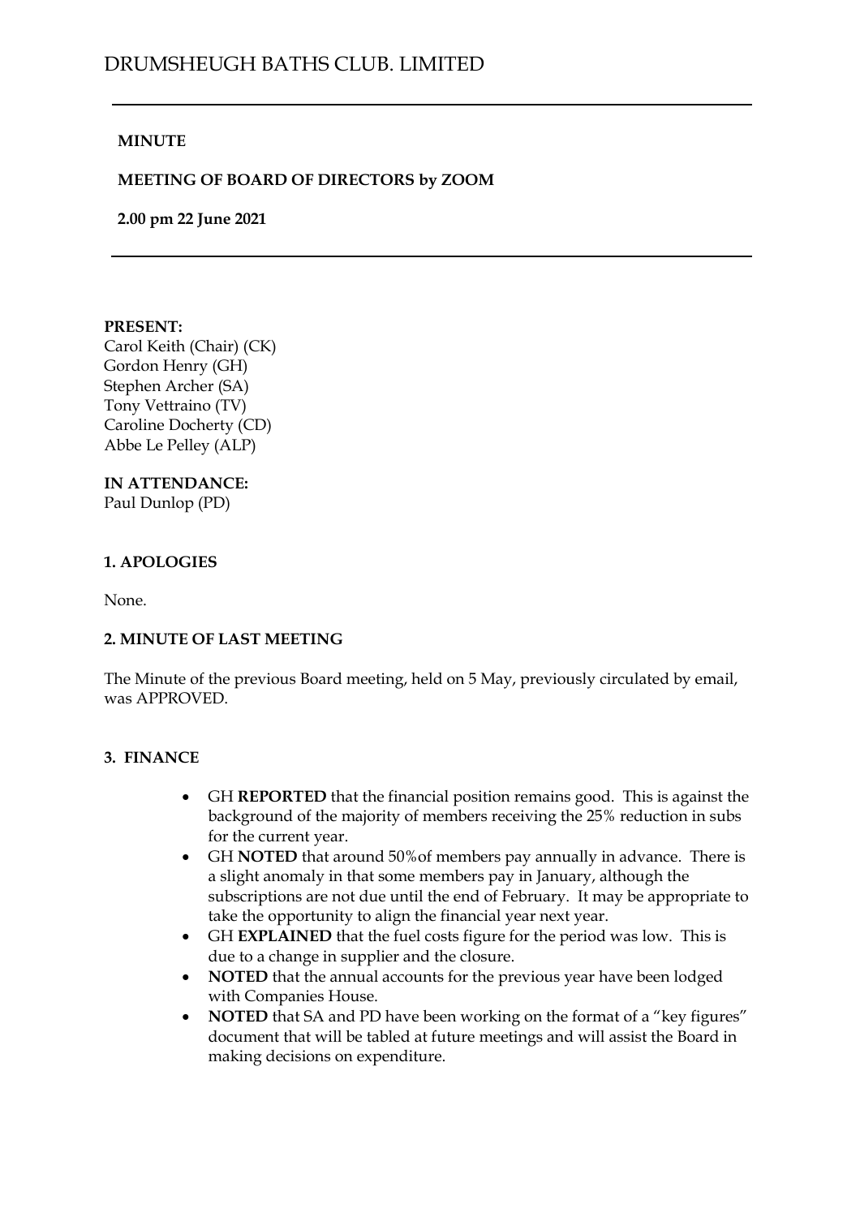# DRUMSHEUGH BATHS CLUB. LIMITED

**MINUTE**

**MEETING OF BOARD OF DIRECTORS by ZOOM**

**2.00 pm 22 June 2021**

**PRESENT:**
Carol Keith (Chair) (CK)
Gordon Henry (GH)
Stephen Archer (SA)
Tony Vettraino (TV)
Caroline Docherty (CD)
Abbe Le Pelley (ALP)

**IN ATTENDANCE:**
Paul Dunlop (PD)

**1. APOLOGIES**

None.

**2. MINUTE OF LAST MEETING**

The Minute of the previous Board meeting, held on 5 May, previously circulated by email, was APPROVED.

**3. FINANCE**

- GH **REPORTED** that the financial position remains good. This is against the background of the majority of members receiving the 25% reduction in subs for the current year.
- GH **NOTED** that around 50%of members pay annually in advance. There is a slight anomaly in that some members pay in January, although the subscriptions are not due until the end of February. It may be appropriate to take the opportunity to align the financial year next year.
- GH **EXPLAINED** that the fuel costs figure for the period was low. This is due to a change in supplier and the closure.
- **NOTED** that the annual accounts for the previous year have been lodged with Companies House.
- **NOTED** that SA and PD have been working on the format of a "key figures" document that will be tabled at future meetings and will assist the Board in making decisions on expenditure.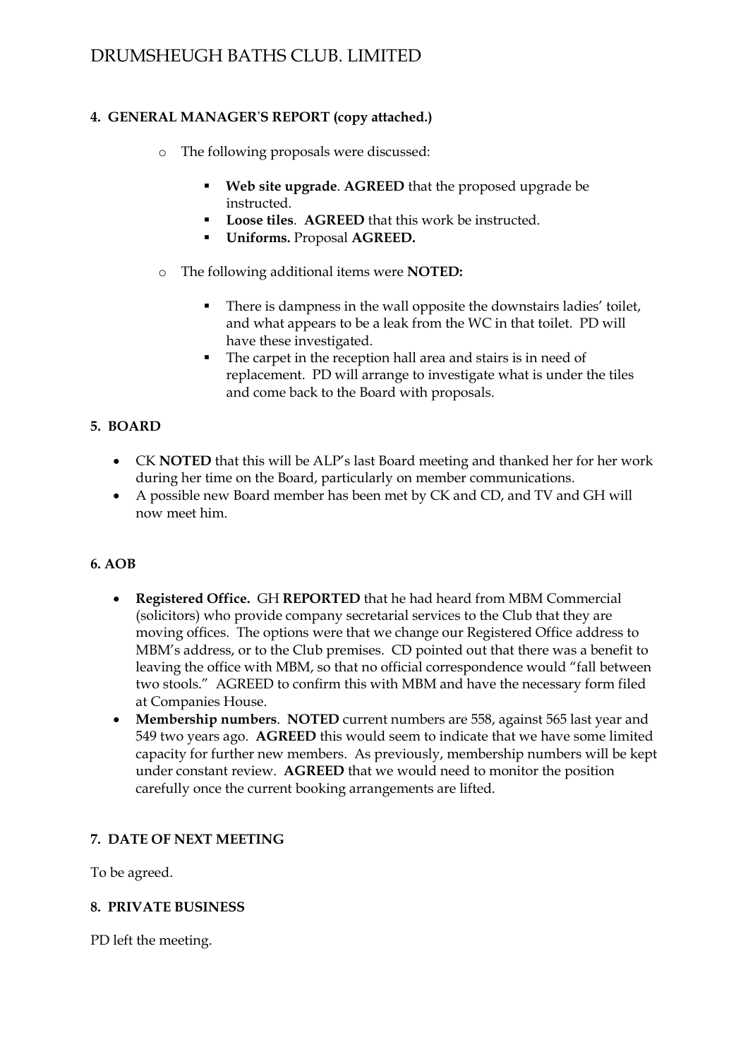## 4. GENERAL MANAGER'S REPORT (copy attached.)

- The following proposals were discussed:
  - **Web site upgrade**. **AGREED** that the proposed upgrade be instructed.
  - **Loose tiles**. **AGREED** that this work be instructed.
  - **Uniforms.** Proposal **AGREED.**
- The following additional items were **NOTED:**
  - There is dampness in the wall opposite the downstairs ladies' toilet, and what appears to be a leak from the WC in that toilet. PD will have these investigated.
  - The carpet in the reception hall area and stairs is in need of replacement. PD will arrange to investigate what is under the tiles and come back to the Board with proposals.

## 5. BOARD

- CK **NOTED** that this will be ALP's last Board meeting and thanked her for her work during her time on the Board, particularly on member communications.
- A possible new Board member has been met by CK and CD, and TV and GH will now meet him.

## 6. AOB

- **Registered Office.** GH **REPORTED** that he had heard from MBM Commercial (solicitors) who provide company secretarial services to the Club that they are moving offices. The options were that we change our Registered Office address to MBM's address, or to the Club premises. CD pointed out that there was a benefit to leaving the office with MBM, so that no official correspondence would "fall between two stools." AGREED to confirm this with MBM and have the necessary form filed at Companies House.
- **Membership numbers**. **NOTED** current numbers are 558, against 565 last year and 549 two years ago. **AGREED** this would seem to indicate that we have some limited capacity for further new members. As previously, membership numbers will be kept under constant review. **AGREED** that we would need to monitor the position carefully once the current booking arrangements are lifted.

## 7. DATE OF NEXT MEETING

To be agreed.

## 8. PRIVATE BUSINESS

PD left the meeting.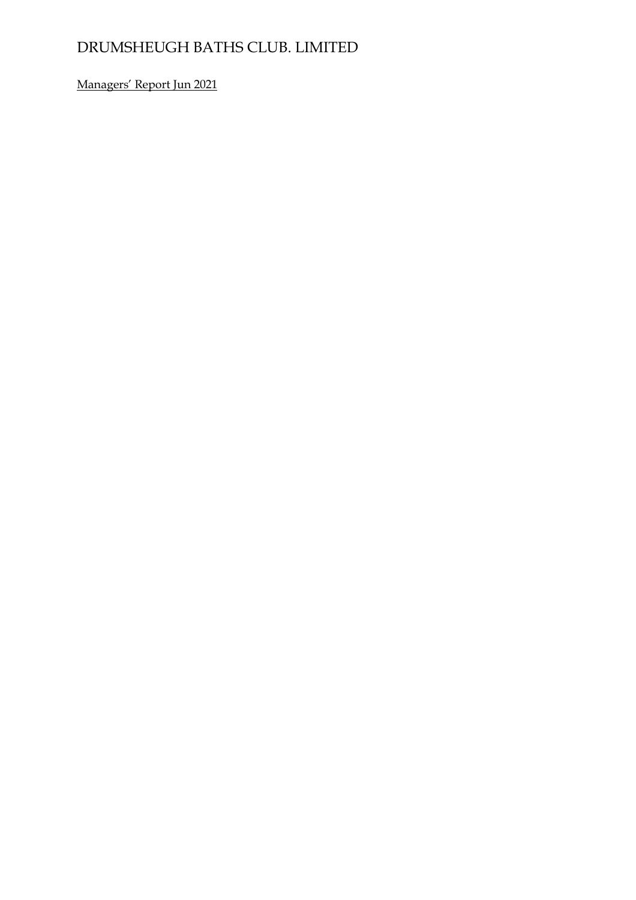# DRUMSHEUGH BATHS CLUB. LIMITED

Managers' Report Jun 2021